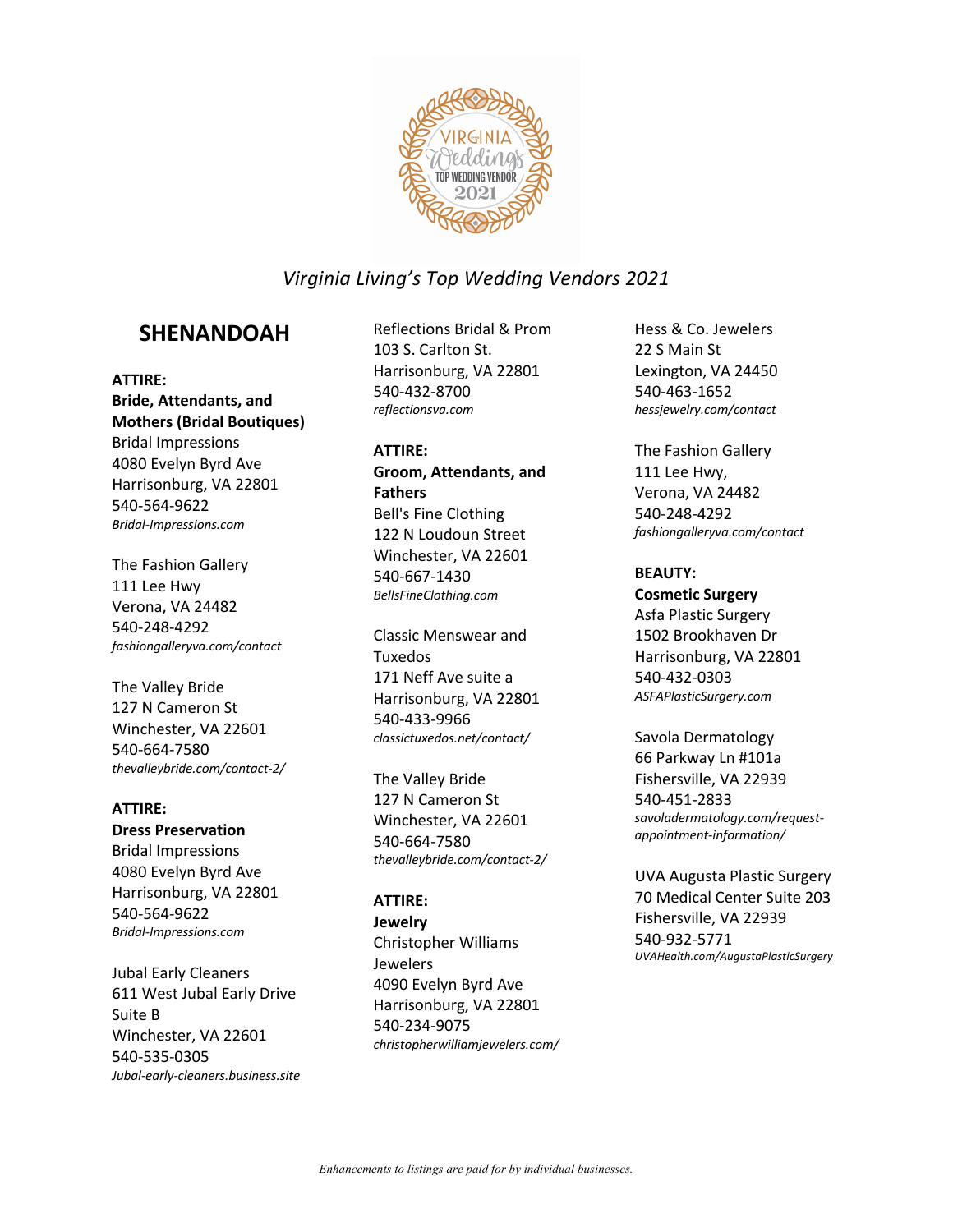*Virginia Living's Top Wedding Vendors 2021*

## SHENANDOAH

**ATTIRE:**
**Bride, Attendants, and Mothers (Bridal Boutiques)**

Bridal Impressions
4080 Evelyn Byrd Ave
Harrisonburg, VA 22801
540-564-9622
*Bridal-Impressions.com*

The Fashion Gallery
111 Lee Hwy
Verona, VA 24482
540-248-4292
*fashiongalleryva.com/contact*

The Valley Bride
127 N Cameron St
Winchester, VA 22601
540-664-7580
*thevalleybride.com/contact-2/*

**ATTIRE:**
**Dress Preservation**

Bridal Impressions
4080 Evelyn Byrd Ave
Harrisonburg, VA 22801
540-564-9622
*Bridal-Impressions.com*

Jubal Early Cleaners
611 West Jubal Early Drive
Suite B
Winchester, VA 22601
540-535-0305
*Jubal-early-cleaners.business.site*

Reflections Bridal & Prom
103 S. Carlton St.
Harrisonburg, VA 22801
540-432-8700
*reflectionsva.com*

**ATTIRE:**
**Groom, Attendants, and Fathers**

Bell's Fine Clothing
122 N Loudoun Street
Winchester, VA 22601
540-667-1430
*BellsFineClothing.com*

Classic Menswear and Tuxedos
171 Neff Ave suite a
Harrisonburg, VA 22801
540-433-9966
*classictuxedos.net/contact/*

The Valley Bride
127 N Cameron St
Winchester, VA 22601
540-664-7580
*thevalleybride.com/contact-2/*

**ATTIRE:**
**Jewelry**

Christopher Williams Jewelers
4090 Evelyn Byrd Ave
Harrisonburg, VA 22801
540-234-9075
*christopherwilliamjewelers.com/*

Hess & Co. Jewelers
22 S Main St
Lexington, VA 24450
540-463-1652
*hessjewelry.com/contact*

The Fashion Gallery
111 Lee Hwy,
Verona, VA 24482
540-248-4292
*fashiongalleryva.com/contact*

**BEAUTY:**
**Cosmetic Surgery**

Asfa Plastic Surgery
1502 Brookhaven Dr
Harrisonburg, VA 22801
540-432-0303
*ASFAPlasticSurgery.com*

Savola Dermatology
66 Parkway Ln #101a
Fishersville, VA 22939
540-451-2833
*savoladermatology.com/request-appointment-information/*

UVA Augusta Plastic Surgery
70 Medical Center Suite 203
Fishersville, VA 22939
540-932-5771
*UVAHealth.com/AugustaPlasticSurgery*

*Enhancements to listings are paid for by individual businesses.*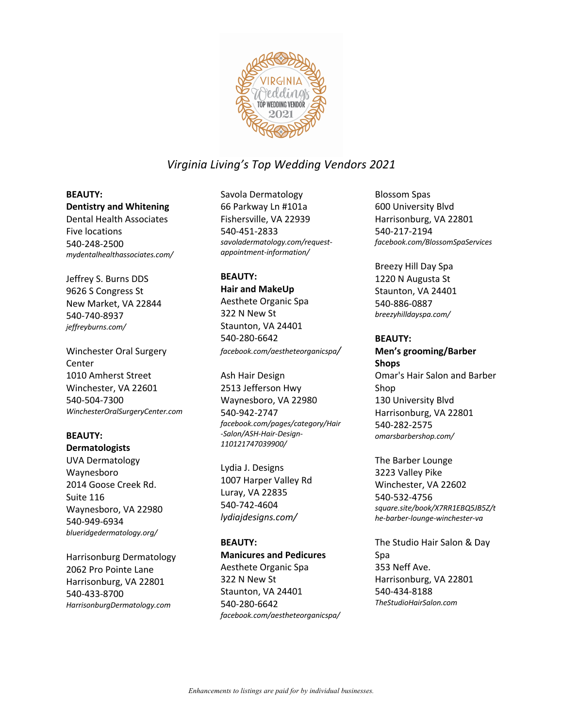# Virginia Living's Top Wedding Vendors 2021

**BEAUTY:**
**Dentistry and Whitening**

Dental Health Associates
Five locations
540-248-2500
*mydentalhealthassociates.com/*

Jeffrey S. Burns DDS
9626 S Congress St
New Market, VA 22844
540-740-8937
*jeffreyburns.com/*

Winchester Oral Surgery Center
1010 Amherst Street
Winchester, VA 22601
540-504-7300
*WinchesterOralSurgeryCenter.com*

**BEAUTY:**
**Dermatologists**

UVA Dermatology Waynesboro
2014 Goose Creek Rd.
Suite 116
Waynesboro, VA 22980
540-949-6934
*blueridgedermatology.org/*

Harrisonburg Dermatology
2062 Pro Pointe Lane
Harrisonburg, VA 22801
540-433-8700
*HarrisonburgDermatology.com*

Savola Dermatology
66 Parkway Ln #101a
Fishersville, VA 22939
540-451-2833
*savoladermatology.com/request-appointment-information/*

**BEAUTY:**
**Hair and MakeUp**

Aesthete Organic Spa
322 N New St
Staunton, VA 24401
540-280-6642
*facebook.com/aestheteorganicspa/*

Ash Hair Design
2513 Jefferson Hwy
Waynesboro, VA 22980
540-942-2747
*facebook.com/pages/category/Hair-Salon/ASH-Hair-Design-110121747039900/*

Lydia J. Designs
1007 Harper Valley Rd
Luray, VA 22835
540-742-4604
*lydiajdesigns.com/*

**BEAUTY:**
**Manicures and Pedicures**

Aesthete Organic Spa
322 N New St
Staunton, VA 24401
540-280-6642
*facebook.com/aestheteorganicspa/*

Blossom Spas
600 University Blvd
Harrisonburg, VA 22801
540-217-2194
*facebook.com/BlossomSpaServices*

Breezy Hill Day Spa
1220 N Augusta St
Staunton, VA 24401
540-886-0887
*breezyhilldayspa.com/*

**BEAUTY:**
**Men's grooming/Barber Shops**

Omar's Hair Salon and Barber Shop
130 University Blvd
Harrisonburg, VA 22801
540-282-2575
*omarsbarbershop.com/*

The Barber Lounge
3223 Valley Pike
Winchester, VA 22602
540-532-4756
*square.site/book/X7RR1EBQ5JB5Z/the-barber-lounge-winchester-va*

The Studio Hair Salon & Day Spa
353 Neff Ave.
Harrisonburg, VA 22801
540-434-8188
*TheStudioHairSalon.com*

*Enhancements to listings are paid for by individual businesses.*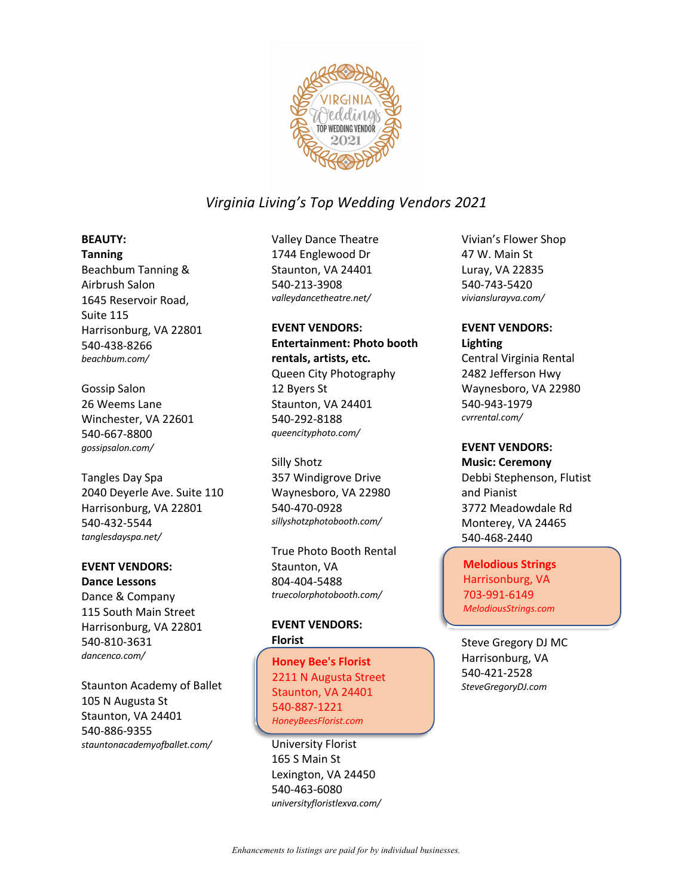# *Virginia Living's Top Wedding Vendors 2021*

**BEAUTY:**
**Tanning**

Beachbum Tanning & Airbrush Salon
1645 Reservoir Road, Suite 115
Harrisonburg, VA 22801
540-438-8266
*beachbum.com/*

Gossip Salon
26 Weems Lane
Winchester, VA 22601
540-667-8800
*gossipsalon.com/*

Tangles Day Spa
2040 Deyerle Ave. Suite 110
Harrisonburg, VA 22801
540-432-5544
*tanglesdayspa.net/*

**EVENT VENDORS:**
**Dance Lessons**

Dance & Company
115 South Main Street
Harrisonburg, VA 22801
540-810-3631
*dancenco.com/*

Staunton Academy of Ballet
105 N Augusta St
Staunton, VA 24401
540-886-9355
*stauntonacademyofballet.com/*

Valley Dance Theatre
1744 Englewood Dr
Staunton, VA 24401
540-213-3908
*valleydancetheatre.net/*

**EVENT VENDORS:**
**Entertainment: Photo booth rentals, artists, etc.**

Queen City Photography
12 Byers St
Staunton, VA 24401
540-292-8188
*queencityphoto.com/*

Silly Shotz
357 Windigrove Drive
Waynesboro, VA 22980
540-470-0928
*sillyshotzphotobooth.com/*

True Photo Booth Rental
Staunton, VA
804-404-5488
*truecolorphotobooth.com/*

**EVENT VENDORS:**
**Florist**

**Honey Bee's Florist**
2211 N Augusta Street
Staunton, VA 24401
540-887-1221
*HoneyBeesFlorist.com*

University Florist
165 S Main St
Lexington, VA 24450
540-463-6080
*universityfloristlexva.com/*

Vivian's Flower Shop
47 W. Main St
Luray, VA 22835
540-743-5420
*vivianslurayva.com/*

**EVENT VENDORS:**
**Lighting**

Central Virginia Rental
2482 Jefferson Hwy
Waynesboro, VA 22980
540-943-1979
*cvrrental.com/*

**EVENT VENDORS:**
**Music: Ceremony**

Debbi Stephenson, Flutist and Pianist
3772 Meadowdale Rd
Monterey, VA 24465
540-468-2440

**Melodious Strings**
Harrisonburg, VA
703-991-6149
*MelodiousStrings.com*

Steve Gregory DJ MC
Harrisonburg, VA
540-421-2528
*SteveGregoryDJ.com*

*Enhancements to listings are paid for by individual businesses.*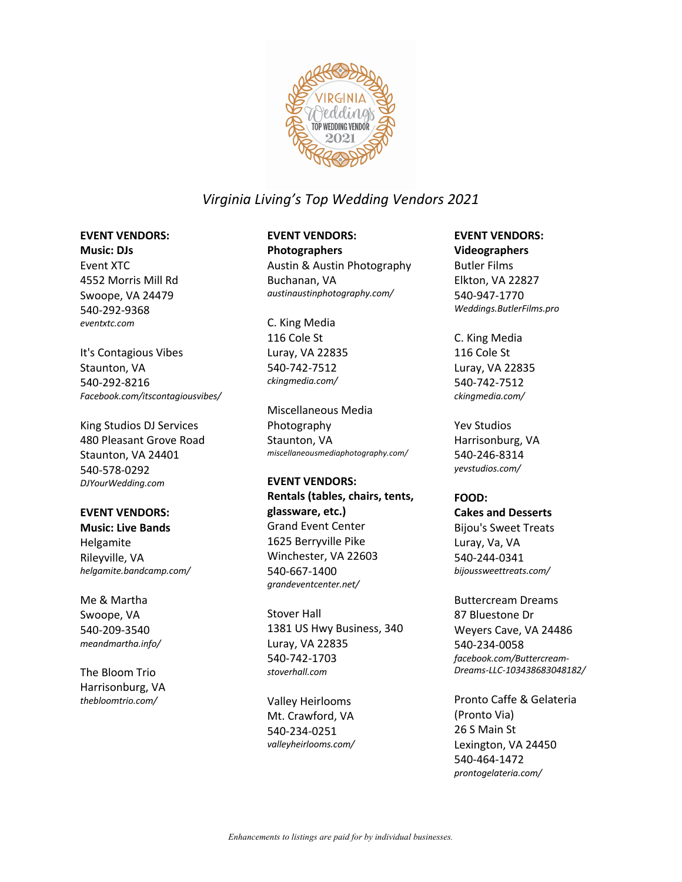*Virginia Living's Top Wedding Vendors 2021*

**EVENT VENDORS:**
**Music: DJs**

Event XTC
4552 Morris Mill Rd
Swoope, VA 24479
540-292-9368
*eventxtc.com*

It's Contagious Vibes
Staunton, VA
540-292-8216
*Facebook.com/itscontagiousvibes/*

King Studios DJ Services
480 Pleasant Grove Road
Staunton, VA 24401
540-578-0292
*DJYourWedding.com*

**EVENT VENDORS:**
**Music: Live Bands**

Helgamite
Rileyville, VA
*helgamite.bandcamp.com/*

Me & Martha
Swoope, VA
540-209-3540
*meandmartha.info/*

The Bloom Trio
Harrisonburg, VA
*thebloomtrio.com/*

**EVENT VENDORS:**
**Photographers**

Austin & Austin Photography
Buchanan, VA
*austinaustinphotography.com/*

C. King Media
116 Cole St
Luray, VA 22835
540-742-7512
*ckingmedia.com/*

Miscellaneous Media Photography
Staunton, VA
*miscellaneousmediaphotography.com/*

**EVENT VENDORS:**
**Rentals (tables, chairs, tents, glassware, etc.)**

Grand Event Center
1625 Berryville Pike
Winchester, VA 22603
540-667-1400
*grandeventcenter.net/*

Stover Hall
1381 US Hwy Business, 340
Luray, VA 22835
540-742-1703
*stoverhall.com*

Valley Heirlooms
Mt. Crawford, VA
540-234-0251
*valleyheirlooms.com/*

**EVENT VENDORS:**
**Videographers**

Butler Films
Elkton, VA 22827
540-947-1770
*Weddings.ButlerFilms.pro*

C. King Media
116 Cole St
Luray, VA 22835
540-742-7512
*ckingmedia.com/*

Yev Studios
Harrisonburg, VA
540-246-8314
*yevstudios.com/*

**FOOD:**
**Cakes and Desserts**

Bijou's Sweet Treats
Luray, Va, VA
540-244-0341
*bijoussweettreats.com/*

Buttercream Dreams
87 Bluestone Dr
Weyers Cave, VA 24486
540-234-0058
*facebook.com/Buttercream-Dreams-LLC-103438683048182/*

Pronto Caffe & Gelateria (Pronto Via)
26 S Main St
Lexington, VA 24450
540-464-1472
*prontogelateria.com/*

*Enhancements to listings are paid for by individual businesses.*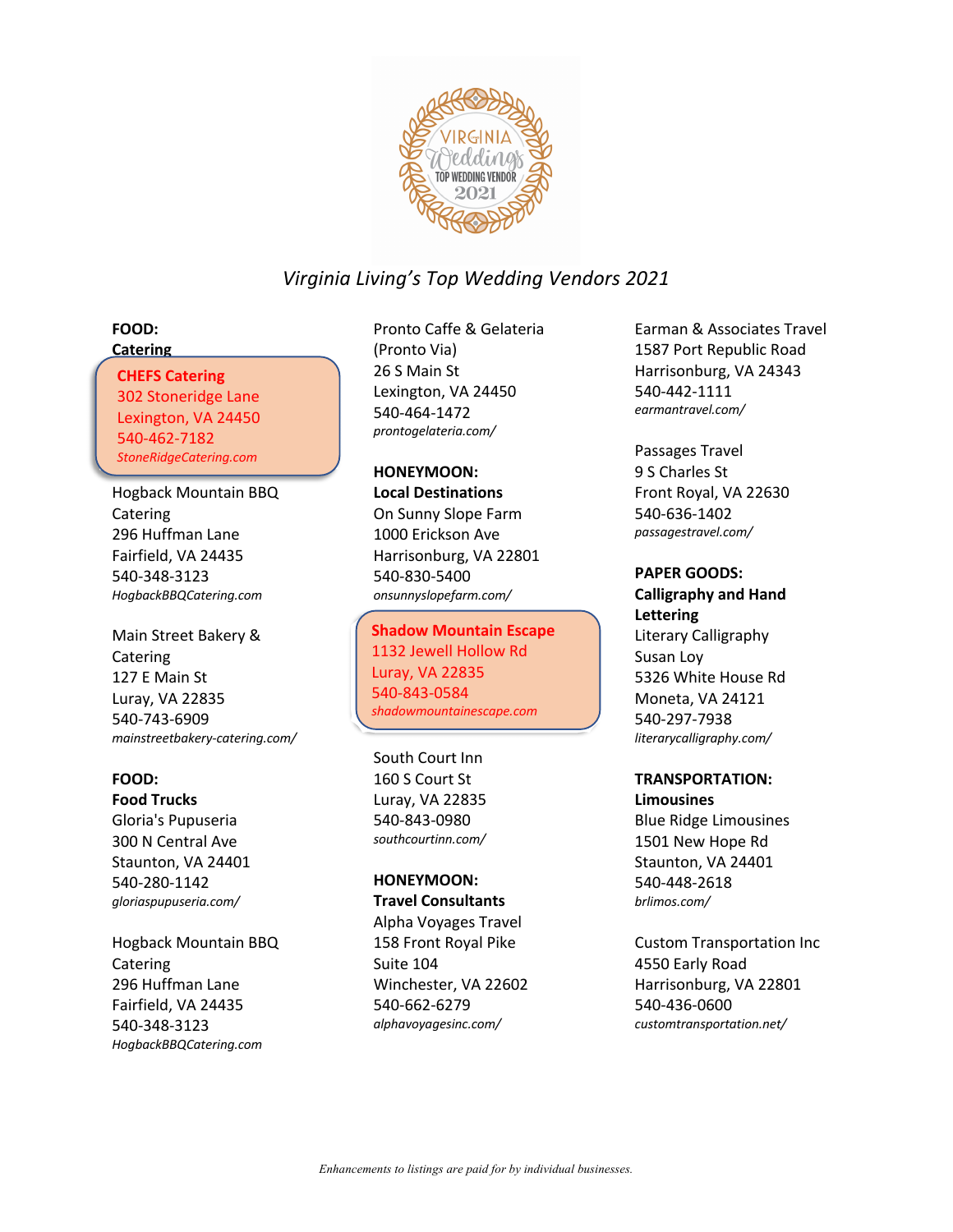*Virginia Living's Top Wedding Vendors 2021*

**FOOD:**
**Catering**

**CHEFS Catering**
302 Stoneridge Lane
Lexington, VA 24450
540-462-7182
*StoneRidgeCatering.com*

Hogback Mountain BBQ Catering
296 Huffman Lane
Fairfield, VA 24435
540-348-3123
*HogbackBBQCatering.com*

Main Street Bakery & Catering
127 E Main St
Luray, VA 22835
540-743-6909
*mainstreetbakery-catering.com/*

**FOOD:**
**Food Trucks**

Gloria's Pupuseria
300 N Central Ave
Staunton, VA 24401
540-280-1142
*gloriaspupuseria.com/*

Hogback Mountain BBQ Catering
296 Huffman Lane
Fairfield, VA 24435
540-348-3123
*HogbackBBQCatering.com*

Pronto Caffe & Gelateria (Pronto Via)
26 S Main St
Lexington, VA 24450
540-464-1472
*prontogelateria.com/*

**HONEYMOON:**
**Local Destinations**

On Sunny Slope Farm
1000 Erickson Ave
Harrisonburg, VA 22801
540-830-5400
*onsunnyslopefarm.com/*

**Shadow Mountain Escape**
1132 Jewell Hollow Rd
Luray, VA 22835
540-843-0584
*shadowmountainescape.com*

South Court Inn
160 S Court St
Luray, VA 22835
540-843-0980
*southcourtinn.com/*

**HONEYMOON:**
**Travel Consultants**

Alpha Voyages Travel
158 Front Royal Pike
Suite 104
Winchester, VA 22602
540-662-6279
*alphavoyagesinc.com/*

Earman & Associates Travel
1587 Port Republic Road
Harrisonburg, VA 24343
540-442-1111
*earmantravel.com/*

Passages Travel
9 S Charles St
Front Royal, VA 22630
540-636-1402
*passagestravel.com/*

**PAPER GOODS:**
**Calligraphy and Hand Lettering**

Literary Calligraphy
Susan Loy
5326 White House Rd
Moneta, VA 24121
540-297-7938
*literarycalligraphy.com/*

**TRANSPORTATION:**
**Limousines**

Blue Ridge Limousines
1501 New Hope Rd
Staunton, VA 24401
540-448-2618
*brlimos.com/*

Custom Transportation Inc
4550 Early Road
Harrisonburg, VA 22801
540-436-0600
*customtransportation.net/*

*Enhancements to listings are paid for by individual businesses.*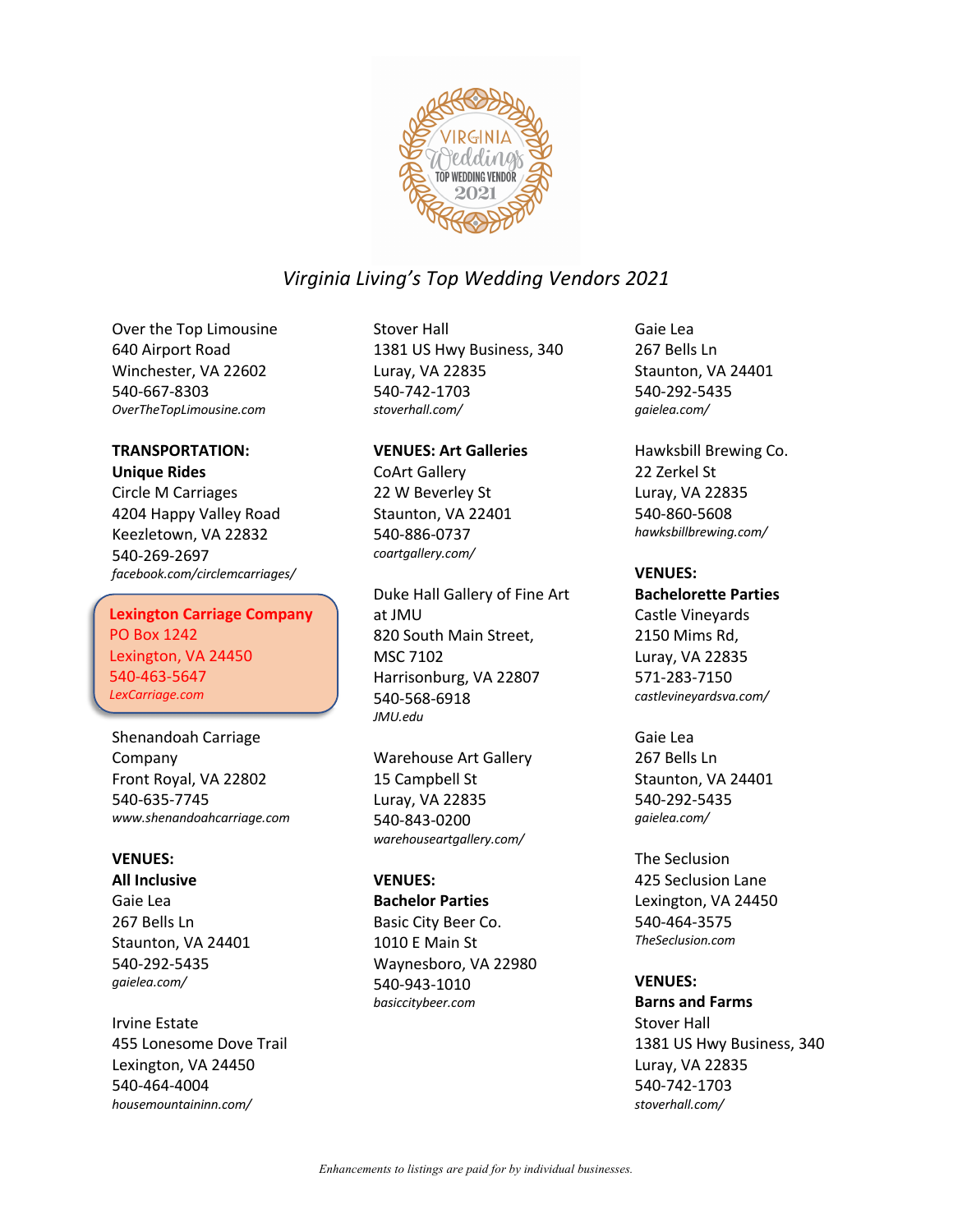# Virginia Living's Top Wedding Vendors 2021

Over the Top Limousine
640 Airport Road
Winchester, VA 22602
540-667-8303
*OverTheTopLimousine.com*

**TRANSPORTATION:**
**Unique Rides**

Circle M Carriages
4204 Happy Valley Road
Keezletown, VA 22832
540-269-2697
*facebook.com/circlemcarriages/*

**Lexington Carriage Company**
PO Box 1242
Lexington, VA 24450
540-463-5647
*LexCarriage.com*

Shenandoah Carriage Company
Front Royal, VA 22802
540-635-7745
*www.shenandoahcarriage.com*

**VENUES:**
**All Inclusive**

Gaie Lea
267 Bells Ln
Staunton, VA 24401
540-292-5435
*gaielea.com/*

Irvine Estate
455 Lonesome Dove Trail
Lexington, VA 24450
540-464-4004
*housemountaininn.com/*

Stover Hall
1381 US Hwy Business, 340
Luray, VA 22835
540-742-1703
*stoverhall.com/*

**VENUES: Art Galleries**

CoArt Gallery
22 W Beverley St
Staunton, VA 22401
540-886-0737
*coartgallery.com/*

Duke Hall Gallery of Fine Art at JMU
820 South Main Street,
MSC 7102
Harrisonburg, VA 22807
540-568-6918
*JMU.edu*

Warehouse Art Gallery
15 Campbell St
Luray, VA 22835
540-843-0200
*warehouseartgallery.com/*

**VENUES:**
**Bachelor Parties**

Basic City Beer Co.
1010 E Main St
Waynesboro, VA 22980
540-943-1010
*basiccitybeer.com*

Gaie Lea
267 Bells Ln
Staunton, VA 24401
540-292-5435
*gaielea.com/*

Hawksbill Brewing Co.
22 Zerkel St
Luray, VA 22835
540-860-5608
*hawksbillbrewing.com/*

**VENUES:**
**Bachelorette Parties**

Castle Vineyards
2150 Mims Rd,
Luray, VA 22835
571-283-7150
*castlevineyardsva.com/*

Gaie Lea
267 Bells Ln
Staunton, VA 24401
540-292-5435
*gaielea.com/*

The Seclusion
425 Seclusion Lane
Lexington, VA 24450
540-464-3575
*TheSeclusion.com*

**VENUES:**
**Barns and Farms**

Stover Hall
1381 US Hwy Business, 340
Luray, VA 22835
540-742-1703
*stoverhall.com/*

*Enhancements to listings are paid for by individual businesses.*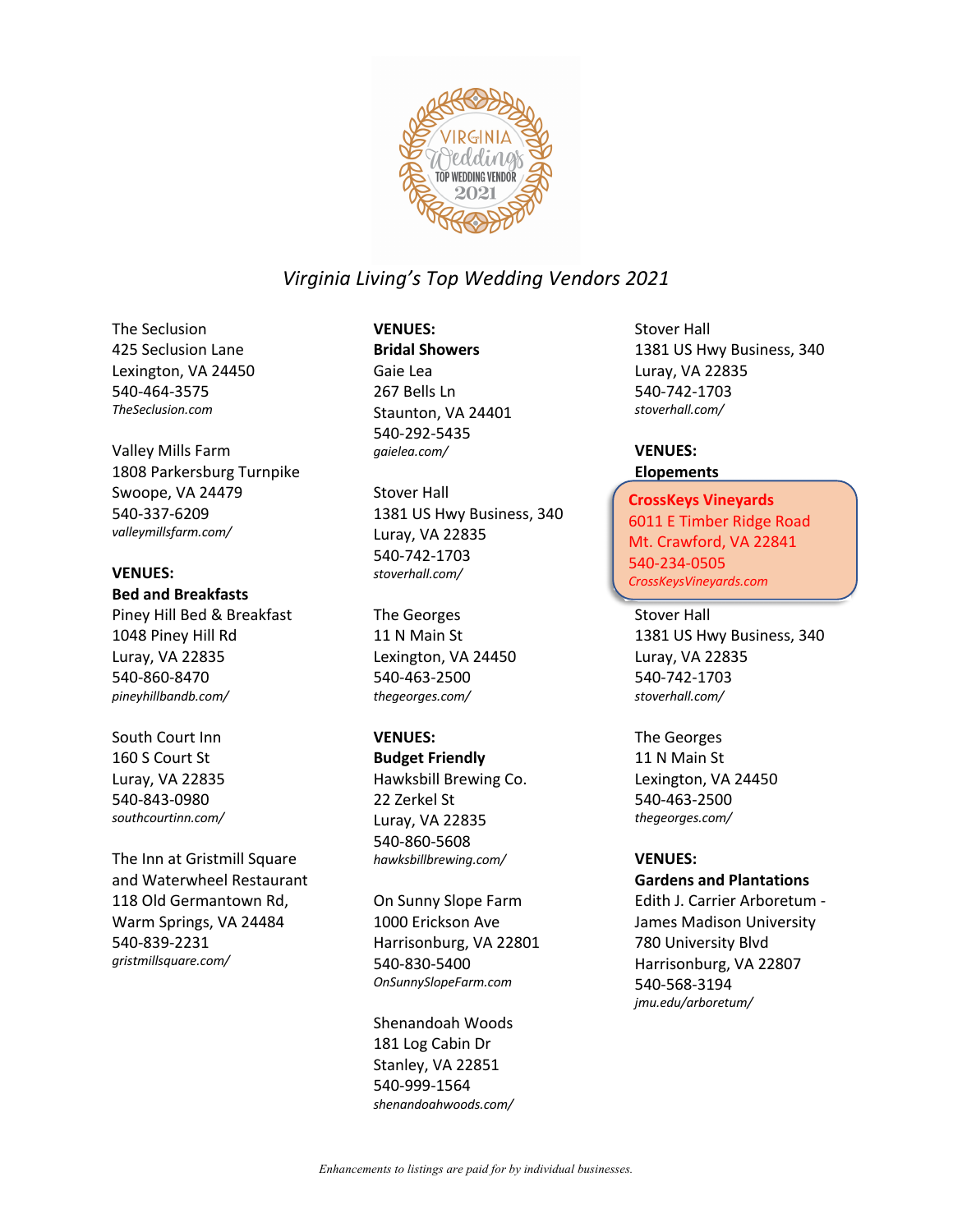*Virginia Living's Top Wedding Vendors 2021*

The Seclusion
425 Seclusion Lane
Lexington, VA 24450
540-464-3575
*TheSeclusion.com*

Valley Mills Farm
1808 Parkersburg Turnpike
Swoope, VA 24479
540-337-6209
*valleymillsfarm.com/*

**VENUES:**
**Bed and Breakfasts**

Piney Hill Bed & Breakfast
1048 Piney Hill Rd
Luray, VA 22835
540-860-8470
*pineyhillbandb.com/*

South Court Inn
160 S Court St
Luray, VA 22835
540-843-0980
*southcourtinn.com/*

The Inn at Gristmill Square and Waterwheel Restaurant
118 Old Germantown Rd,
Warm Springs, VA 24484
540-839-2231
*gristmillsquare.com/*

**VENUES:**
**Bridal Showers**

Gaie Lea
267 Bells Ln
Staunton, VA 24401
540-292-5435
*gaielea.com/*

Stover Hall
1381 US Hwy Business, 340
Luray, VA 22835
540-742-1703
*stoverhall.com/*

The Georges
11 N Main St
Lexington, VA 24450
540-463-2500
*thegeorges.com/*

**VENUES:**
**Budget Friendly**

Hawksbill Brewing Co.
22 Zerkel St
Luray, VA 22835
540-860-5608
*hawksbillbrewing.com/*

On Sunny Slope Farm
1000 Erickson Ave
Harrisonburg, VA 22801
540-830-5400
*OnSunnySlopeFarm.com*

Shenandoah Woods
181 Log Cabin Dr
Stanley, VA 22851
540-999-1564
*shenandoahwoods.com/*

Stover Hall
1381 US Hwy Business, 340
Luray, VA 22835
540-742-1703
*stoverhall.com/*

**VENUES:**
**Elopements**

**CrossKeys Vineyards**
6011 E Timber Ridge Road
Mt. Crawford, VA 22841
540-234-0505
*CrossKeysVineyards.com*

Stover Hall
1381 US Hwy Business, 340
Luray, VA 22835
540-742-1703
*stoverhall.com/*

The Georges
11 N Main St
Lexington, VA 24450
540-463-2500
*thegeorges.com/*

**VENUES:**
**Gardens and Plantations**

Edith J. Carrier Arboretum - James Madison University
780 University Blvd
Harrisonburg, VA 22807
540-568-3194
*jmu.edu/arboretum/*

*Enhancements to listings are paid for by individual businesses.*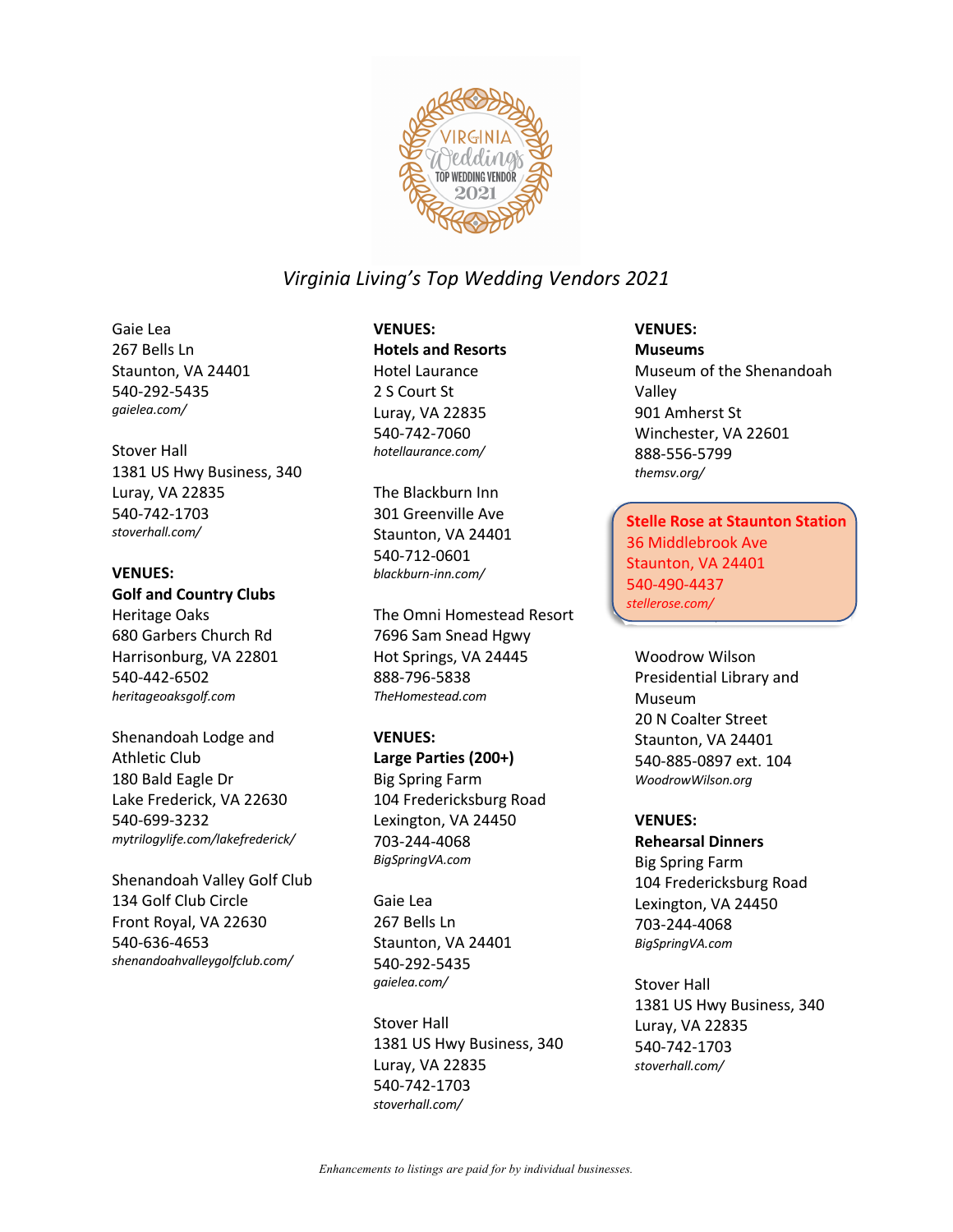*Virginia Living's Top Wedding Vendors 2021*

Gaie Lea
267 Bells Ln
Staunton, VA 24401
540-292-5435
*gaielea.com/*

Stover Hall
1381 US Hwy Business, 340
Luray, VA 22835
540-742-1703
*stoverhall.com/*

**VENUES:**
**Golf and Country Clubs**

Heritage Oaks
680 Garbers Church Rd
Harrisonburg, VA 22801
540-442-6502
*heritageoaksgolf.com*

Shenandoah Lodge and Athletic Club
180 Bald Eagle Dr
Lake Frederick, VA 22630
540-699-3232
*mytrilogylife.com/lakefrederick/*

Shenandoah Valley Golf Club
134 Golf Club Circle
Front Royal, VA 22630
540-636-4653
*shenandoahvalleygolfclub.com/*

**VENUES:**
**Hotels and Resorts**

Hotel Laurance
2 S Court St
Luray, VA 22835
540-742-7060
*hotellaurance.com/*

The Blackburn Inn
301 Greenville Ave
Staunton, VA 24401
540-712-0601
*blackburn-inn.com/*

The Omni Homestead Resort
7696 Sam Snead Hgwy
Hot Springs, VA 24445
888-796-5838
*TheHomestead.com*

**VENUES:**
**Large Parties (200+)**

Big Spring Farm
104 Fredericksburg Road
Lexington, VA 24450
703-244-4068
*BigSpringVA.com*

Gaie Lea
267 Bells Ln
Staunton, VA 24401
540-292-5435
*gaielea.com/*

Stover Hall
1381 US Hwy Business, 340
Luray, VA 22835
540-742-1703
*stoverhall.com/*

**VENUES:**
**Museums**

Museum of the Shenandoah Valley
901 Amherst St
Winchester, VA 22601
888-556-5799
*themsv.org/*

**Stelle Rose at Staunton Station**
36 Middlebrook Ave
Staunton, VA 24401
540-490-4437
*stellerose.com/*

Woodrow Wilson Presidential Library and Museum
20 N Coalter Street
Staunton, VA 24401
540-885-0897 ext. 104
*WoodrowWilson.org*

**VENUES:**
**Rehearsal Dinners**

Big Spring Farm
104 Fredericksburg Road
Lexington, VA 24450
703-244-4068
*BigSpringVA.com*

Stover Hall
1381 US Hwy Business, 340
Luray, VA 22835
540-742-1703
*stoverhall.com/*

*Enhancements to listings are paid for by individual businesses.*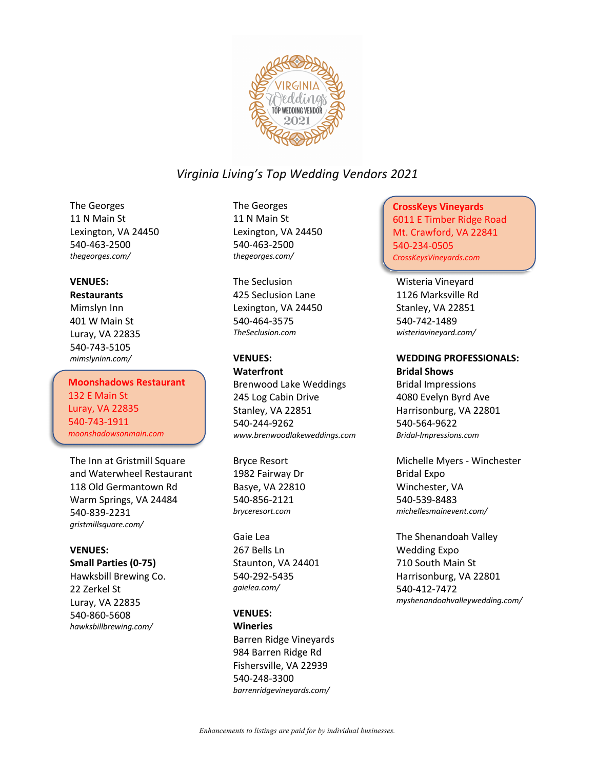*Virginia Living's Top Wedding Vendors 2021*

The Georges
11 N Main St
Lexington, VA 24450
540-463-2500
*thegeorges.com/*

**VENUES:**
**Restaurants**
Mimslyn Inn
401 W Main St
Luray, VA 22835
540-743-5105
*mimslyninn.com/*

**Moonshadows Restaurant**
132 E Main St
Luray, VA 22835
540-743-1911
*moonshadowsonmain.com*

The Inn at Gristmill Square and Waterwheel Restaurant
118 Old Germantown Rd
Warm Springs, VA 24484
540-839-2231
*gristmillsquare.com/*

**VENUES:**
**Small Parties (0-75)**
Hawksbill Brewing Co.
22 Zerkel St
Luray, VA 22835
540-860-5608
*hawksbillbrewing.com/*

The Georges
11 N Main St
Lexington, VA 24450
540-463-2500
*thegeorges.com/*

The Seclusion
425 Seclusion Lane
Lexington, VA 24450
540-464-3575
*TheSeclusion.com*

**VENUES:**
**Waterfront**
Brenwood Lake Weddings
245 Log Cabin Drive
Stanley, VA 22851
540-244-9262
*www.brenwoodlakeweddings.com*

Bryce Resort
1982 Fairway Dr
Basye, VA 22810
540-856-2121
*bryceresort.com*

Gaie Lea
267 Bells Ln
Staunton, VA 24401
540-292-5435
*gaielea.com/*

**VENUES:**
**Wineries**
Barren Ridge Vineyards
984 Barren Ridge Rd
Fishersville, VA 22939
540-248-3300
*barrenridgevineyards.com/*

**CrossKeys Vineyards**
6011 E Timber Ridge Road
Mt. Crawford, VA 22841
540-234-0505
*CrossKeysVineyards.com*

Wisteria Vineyard
1126 Marksville Rd
Stanley, VA 22851
540-742-1489
*wisteriavineyard.com/*

**WEDDING PROFESSIONALS:**
**Bridal Shows**
Bridal Impressions
4080 Evelyn Byrd Ave
Harrisonburg, VA 22801
540-564-9622
*Bridal-Impressions.com*

Michelle Myers - Winchester Bridal Expo
Winchester, VA
540-539-8483
*michellesmainevent.com/*

The Shenandoah Valley Wedding Expo
710 South Main St
Harrisonburg, VA 22801
540-412-7472
*myshenandoahvalleywedding.com/*

*Enhancements to listings are paid for by individual businesses.*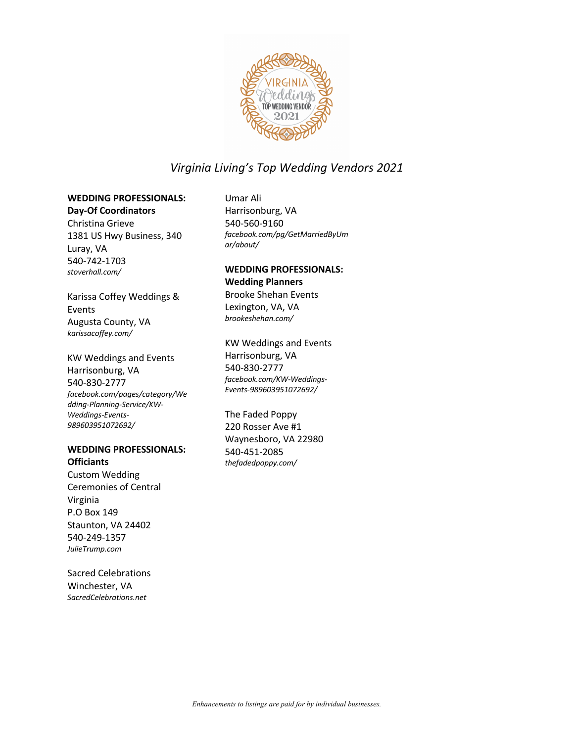*Virginia Living's Top Wedding Vendors 2021*

**WEDDING PROFESSIONALS: Day-Of Coordinators**

Christina Grieve
1381 US Hwy Business, 340
Luray, VA
540-742-1703
*stoverhall.com/*

Karissa Coffey Weddings & Events
Augusta County, VA
*karissacoffey.com/*

KW Weddings and Events
Harrisonburg, VA
540-830-2777
*facebook.com/pages/category/Wedding-Planning-Service/KW-Weddings-Events-989603951072692/*

**WEDDING PROFESSIONALS: Officiants**

Custom Wedding Ceremonies of Central Virginia
P.O Box 149
Staunton, VA 24402
540-249-1357
*JulieTrump.com*

Sacred Celebrations
Winchester, VA
*SacredCelebrations.net*

Umar Ali
Harrisonburg, VA
540-560-9160
*facebook.com/pg/GetMarriedByUmar/about/*

**WEDDING PROFESSIONALS: Wedding Planners**

Brooke Shehan Events
Lexington, VA, VA
*brookeshehan.com/*

KW Weddings and Events
Harrisonburg, VA
540-830-2777
*facebook.com/KW-Weddings-Events-989603951072692/*

The Faded Poppy
220 Rosser Ave #1
Waynesboro, VA 22980
540-451-2085
*thefadedpoppy.com/*

*Enhancements to listings are paid for by individual businesses.*